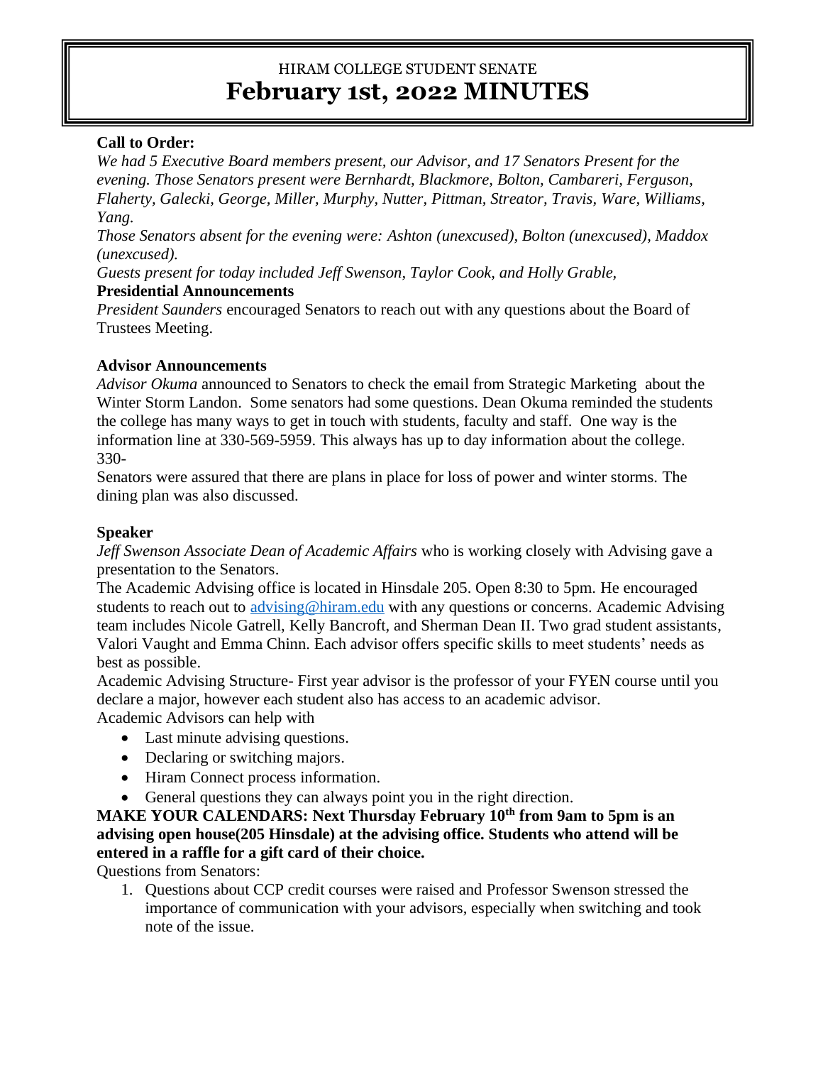# HIRAM COLLEGE STUDENT SENATE
# February 1st, 2022 MINUTES

**Call to Order:**

*We had 5 Executive Board members present, our Advisor, and 17 Senators Present for the evening. Those Senators present were Bernhardt, Blackmore, Bolton, Cambareri, Ferguson, Flaherty, Galecki, George, Miller, Murphy, Nutter, Pittman, Streator, Travis, Ware, Williams, Yang.*

*Those Senators absent for the evening were: Ashton (unexcused), Bolton (unexcused), Maddox (unexcused).*

*Guests present for today included Jeff Swenson, Taylor Cook, and Holly Grable,*

**Presidential Announcements**

*President Saunders* encouraged Senators to reach out with any questions about the Board of Trustees Meeting.

**Advisor Announcements**

*Advisor Okuma* announced to Senators to check the email from Strategic Marketing about the Winter Storm Landon. Some senators had some questions. Dean Okuma reminded the students the college has many ways to get in touch with students, faculty and staff. One way is the information line at 330-569-5959. This always has up to day information about the college. 330-

Senators were assured that there are plans in place for loss of power and winter storms. The dining plan was also discussed.

**Speaker**

*Jeff Swenson Associate Dean of Academic Affairs* who is working closely with Advising gave a presentation to the Senators.

The Academic Advising office is located in Hinsdale 205. Open 8:30 to 5pm. He encouraged students to reach out to advising@hiram.edu with any questions or concerns. Academic Advising team includes Nicole Gatrell, Kelly Bancroft, and Sherman Dean II. Two grad student assistants, Valori Vaught and Emma Chinn. Each advisor offers specific skills to meet students' needs as best as possible.

Academic Advising Structure- First year advisor is the professor of your FYEN course until you declare a major, however each student also has access to an academic advisor.

Academic Advisors can help with

- Last minute advising questions.
- Declaring or switching majors.
- Hiram Connect process information.
- General questions they can always point you in the right direction.

**MAKE YOUR CALENDARS: Next Thursday February 10th from 9am to 5pm is an advising open house(205 Hinsdale) at the advising office. Students who attend will be entered in a raffle for a gift card of their choice.**

Questions from Senators:

1. Questions about CCP credit courses were raised and Professor Swenson stressed the importance of communication with your advisors, especially when switching and took note of the issue.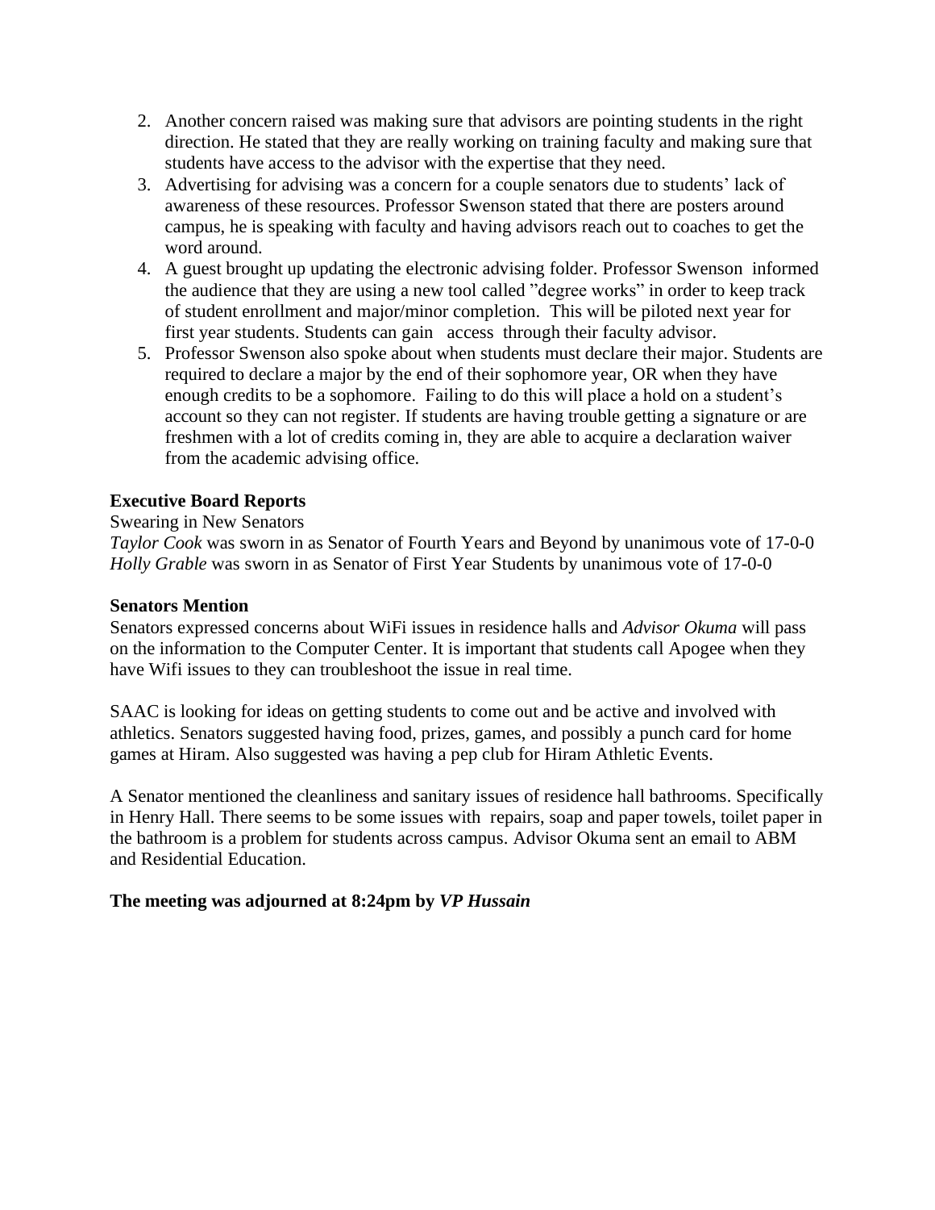2. Another concern raised was making sure that advisors are pointing students in the right direction. He stated that they are really working on training faculty and making sure that students have access to the advisor with the expertise that they need.
3. Advertising for advising was a concern for a couple senators due to students' lack of awareness of these resources. Professor Swenson stated that there are posters around campus, he is speaking with faculty and having advisors reach out to coaches to get the word around.
4. A guest brought up updating the electronic advising folder. Professor Swenson informed the audience that they are using a new tool called "degree works" in order to keep track of student enrollment and major/minor completion. This will be piloted next year for first year students. Students can gain access through their faculty advisor.
5. Professor Swenson also spoke about when students must declare their major. Students are required to declare a major by the end of their sophomore year, OR when they have enough credits to be a sophomore. Failing to do this will place a hold on a student's account so they can not register. If students are having trouble getting a signature or are freshmen with a lot of credits coming in, they are able to acquire a declaration waiver from the academic advising office.

**Executive Board Reports**

Swearing in New Senators

*Taylor Cook* was sworn in as Senator of Fourth Years and Beyond by unanimous vote of 17-0-0
*Holly Grable* was sworn in as Senator of First Year Students by unanimous vote of 17-0-0

**Senators Mention**

Senators expressed concerns about WiFi issues in residence halls and *Advisor Okuma* will pass on the information to the Computer Center. It is important that students call Apogee when they have Wifi issues to they can troubleshoot the issue in real time.

SAAC is looking for ideas on getting students to come out and be active and involved with athletics. Senators suggested having food, prizes, games, and possibly a punch card for home games at Hiram. Also suggested was having a pep club for Hiram Athletic Events.

A Senator mentioned the cleanliness and sanitary issues of residence hall bathrooms. Specifically in Henry Hall. There seems to be some issues with repairs, soap and paper towels, toilet paper in the bathroom is a problem for students across campus. Advisor Okuma sent an email to ABM and Residential Education.

**The meeting was adjourned at 8:24pm by *VP Hussain***